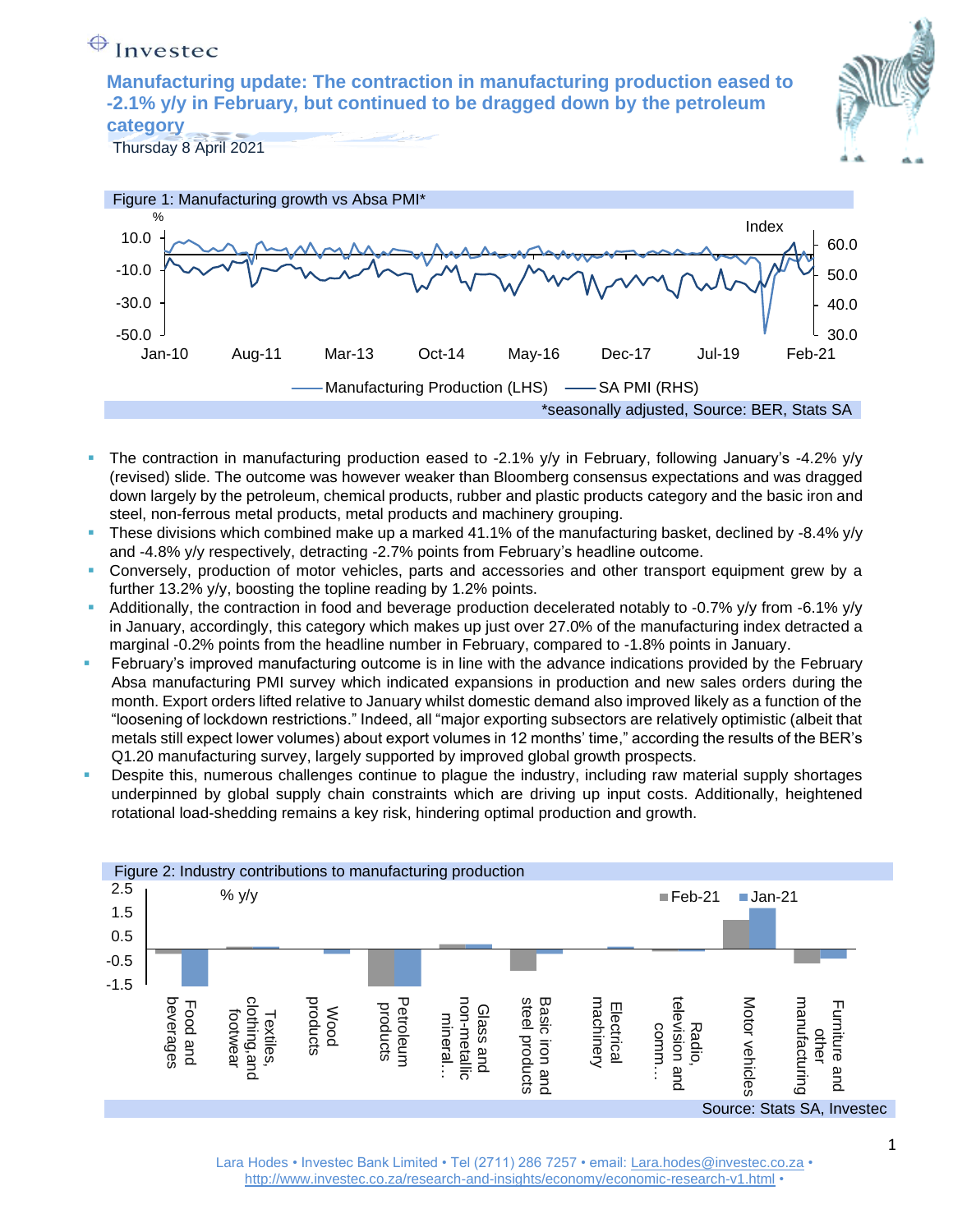# Manufacturing update: The contraction in manufacturing production eased to -2.1% y/y in February, but continued to be dragged down by the petroleum category

Thursday 8 April 2021

Figure 1: Manufacturing growth vs Absa PMI*

*seasonally adjusted, Source: BER, Stats SA

- The contraction in manufacturing production eased to -2.1% y/y in February, following January's -4.2% y/y (revised) slide. The outcome was however weaker than Bloomberg consensus expectations and was dragged down largely by the petroleum, chemical products, rubber and plastic products category and the basic iron and steel, non-ferrous metal products, metal products and machinery grouping.
- These divisions which combined make up a marked 41.1% of the manufacturing basket, declined by -8.4% y/y and -4.8% y/y respectively, detracting -2.7% points from February's headline outcome.
- Conversely, production of motor vehicles, parts and accessories and other transport equipment grew by a further 13.2% y/y, boosting the topline reading by 1.2% points.
- Additionally, the contraction in food and beverage production decelerated notably to -0.7% y/y from -6.1% y/y in January, accordingly, this category which makes up just over 27.0% of the manufacturing index detracted a marginal -0.2% points from the headline number in February, compared to -1.8% points in January.
- February's improved manufacturing outcome is in line with the advance indications provided by the February Absa manufacturing PMI survey which indicated expansions in production and new sales orders during the month. Export orders lifted relative to January whilst domestic demand also improved likely as a function of the "loosening of lockdown restrictions." Indeed, all "major exporting subsectors are relatively optimistic (albeit that metals still expect lower volumes) about export volumes in 12 months' time," according the results of the BER's Q1.20 manufacturing survey, largely supported by improved global growth prospects.
- Despite this, numerous challenges continue to plague the industry, including raw material supply shortages underpinned by global supply chain constraints which are driving up input costs. Additionally, heightened rotational load-shedding remains a key risk, hindering optimal production and growth.

Figure 2: Industry contributions to manufacturing production

Source: Stats SA, Investec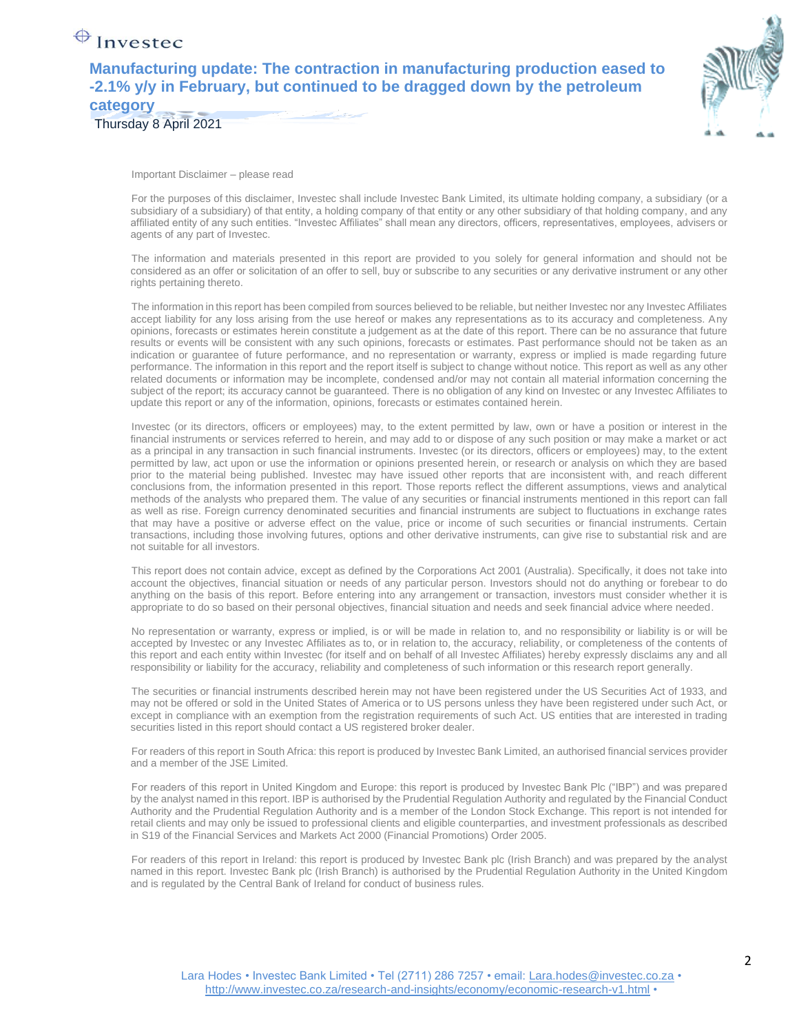Important Disclaimer – please read

For the purposes of this disclaimer, Investec shall include Investec Bank Limited, its ultimate holding company, a subsidiary (or a subsidiary of a subsidiary) of that entity, a holding company of that entity or any other subsidiary of that holding company, and any affiliated entity of any such entities. "Investec Affiliates" shall mean any directors, officers, representatives, employees, advisers or agents of any part of Investec.

The information and materials presented in this report are provided to you solely for general information and should not be considered as an offer or solicitation of an offer to sell, buy or subscribe to any securities or any derivative instrument or any other rights pertaining thereto.

The information in this report has been compiled from sources believed to be reliable, but neither Investec nor any Investec Affiliates accept liability for any loss arising from the use hereof or makes any representations as to its accuracy and completeness. Any opinions, forecasts or estimates herein constitute a judgement as at the date of this report. There can be no assurance that future results or events will be consistent with any such opinions, forecasts or estimates. Past performance should not be taken as an indication or guarantee of future performance, and no representation or warranty, express or implied is made regarding future performance. The information in this report and the report itself is subject to change without notice. This report as well as any other related documents or information may be incomplete, condensed and/or may not contain all material information concerning the subject of the report; its accuracy cannot be guaranteed. There is no obligation of any kind on Investec or any Investec Affiliates to update this report or any of the information, opinions, forecasts or estimates contained herein.

Investec (or its directors, officers or employees) may, to the extent permitted by law, own or have a position or interest in the financial instruments or services referred to herein, and may add to or dispose of any such position or may make a market or act as a principal in any transaction in such financial instruments. Investec (or its directors, officers or employees) may, to the extent permitted by law, act upon or use the information or opinions presented herein, or research or analysis on which they are based prior to the material being published. Investec may have issued other reports that are inconsistent with, and reach different conclusions from, the information presented in this report. Those reports reflect the different assumptions, views and analytical methods of the analysts who prepared them. The value of any securities or financial instruments mentioned in this report can fall as well as rise. Foreign currency denominated securities and financial instruments are subject to fluctuations in exchange rates that may have a positive or adverse effect on the value, price or income of such securities or financial instruments. Certain transactions, including those involving futures, options and other derivative instruments, can give rise to substantial risk and are not suitable for all investors.

This report does not contain advice, except as defined by the Corporations Act 2001 (Australia). Specifically, it does not take into account the objectives, financial situation or needs of any particular person. Investors should not do anything or forebear to do anything on the basis of this report. Before entering into any arrangement or transaction, investors must consider whether it is appropriate to do so based on their personal objectives, financial situation and needs and seek financial advice where needed.

No representation or warranty, express or implied, is or will be made in relation to, and no responsibility or liability is or will be accepted by Investec or any Investec Affiliates as to, or in relation to, the accuracy, reliability, or completeness of the contents of this report and each entity within Investec (for itself and on behalf of all Investec Affiliates) hereby expressly disclaims any and all responsibility or liability for the accuracy, reliability and completeness of such information or this research report generally.

The securities or financial instruments described herein may not have been registered under the US Securities Act of 1933, and may not be offered or sold in the United States of America or to US persons unless they have been registered under such Act, or except in compliance with an exemption from the registration requirements of such Act. US entities that are interested in trading securities listed in this report should contact a US registered broker dealer.

For readers of this report in South Africa: this report is produced by Investec Bank Limited, an authorised financial services provider and a member of the JSE Limited.

For readers of this report in United Kingdom and Europe: this report is produced by Investec Bank Plc ("IBP") and was prepared by the analyst named in this report. IBP is authorised by the Prudential Regulation Authority and regulated by the Financial Conduct Authority and the Prudential Regulation Authority and is a member of the London Stock Exchange. This report is not intended for retail clients and may only be issued to professional clients and eligible counterparties, and investment professionals as described in S19 of the Financial Services and Markets Act 2000 (Financial Promotions) Order 2005.

For readers of this report in Ireland: this report is produced by Investec Bank plc (Irish Branch) and was prepared by the analyst named in this report. Investec Bank plc (Irish Branch) is authorised by the Prudential Regulation Authority in the United Kingdom and is regulated by the Central Bank of Ireland for conduct of business rules.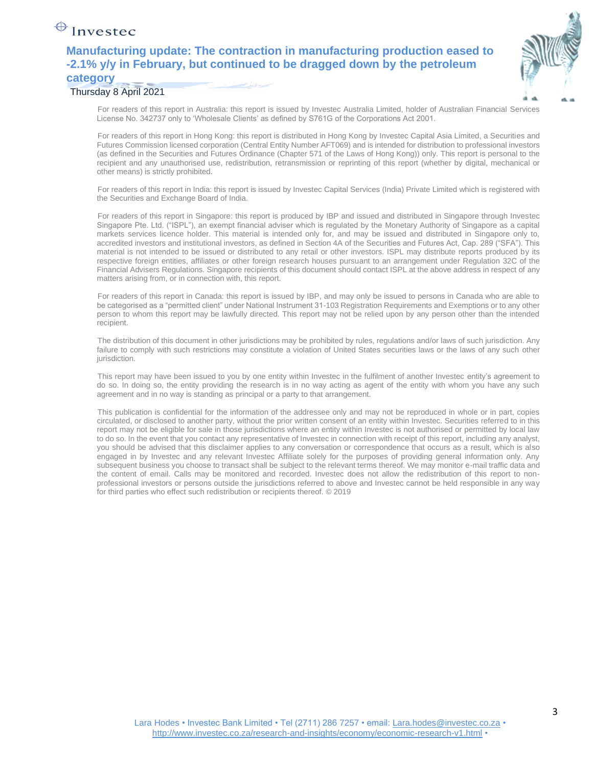For readers of this report in Australia: this report is issued by Investec Australia Limited, holder of Australian Financial Services License No. 342737 only to 'Wholesale Clients' as defined by S761G of the Corporations Act 2001.

For readers of this report in Hong Kong: this report is distributed in Hong Kong by Investec Capital Asia Limited, a Securities and Futures Commission licensed corporation (Central Entity Number AFT069) and is intended for distribution to professional investors (as defined in the Securities and Futures Ordinance (Chapter 571 of the Laws of Hong Kong)) only. This report is personal to the recipient and any unauthorised use, redistribution, retransmission or reprinting of this report (whether by digital, mechanical or other means) is strictly prohibited.

For readers of this report in India: this report is issued by Investec Capital Services (India) Private Limited which is registered with the Securities and Exchange Board of India.

For readers of this report in Singapore: this report is produced by IBP and issued and distributed in Singapore through Investec Singapore Pte. Ltd. ("ISPL"), an exempt financial adviser which is regulated by the Monetary Authority of Singapore as a capital markets services licence holder. This material is intended only for, and may be issued and distributed in Singapore only to, accredited investors and institutional investors, as defined in Section 4A of the Securities and Futures Act, Cap. 289 ("SFA"). This material is not intended to be issued or distributed to any retail or other investors. ISPL may distribute reports produced by its respective foreign entities, affiliates or other foreign research houses pursuant to an arrangement under Regulation 32C of the Financial Advisers Regulations. Singapore recipients of this document should contact ISPL at the above address in respect of any matters arising from, or in connection with, this report.

For readers of this report in Canada: this report is issued by IBP, and may only be issued to persons in Canada who are able to be categorised as a "permitted client" under National Instrument 31-103 Registration Requirements and Exemptions or to any other person to whom this report may be lawfully directed. This report may not be relied upon by any person other than the intended recipient.

The distribution of this document in other jurisdictions may be prohibited by rules, regulations and/or laws of such jurisdiction. Any failure to comply with such restrictions may constitute a violation of United States securities laws or the laws of any such other jurisdiction.

This report may have been issued to you by one entity within Investec in the fulfilment of another Investec entity's agreement to do so. In doing so, the entity providing the research is in no way acting as agent of the entity with whom you have any such agreement and in no way is standing as principal or a party to that arrangement.

This publication is confidential for the information of the addressee only and may not be reproduced in whole or in part, copies circulated, or disclosed to another party, without the prior written consent of an entity within Investec. Securities referred to in this report may not be eligible for sale in those jurisdictions where an entity within Investec is not authorised or permitted by local law to do so. In the event that you contact any representative of Investec in connection with receipt of this report, including any analyst, you should be advised that this disclaimer applies to any conversation or correspondence that occurs as a result, which is also engaged in by Investec and any relevant Investec Affiliate solely for the purposes of providing general information only. Any subsequent business you choose to transact shall be subject to the relevant terms thereof. We may monitor e-mail traffic data and the content of email. Calls may be monitored and recorded. Investec does not allow the redistribution of this report to non-professional investors or persons outside the jurisdictions referred to above and Investec cannot be held responsible in any way for third parties who effect such redistribution or recipients thereof. © 2019